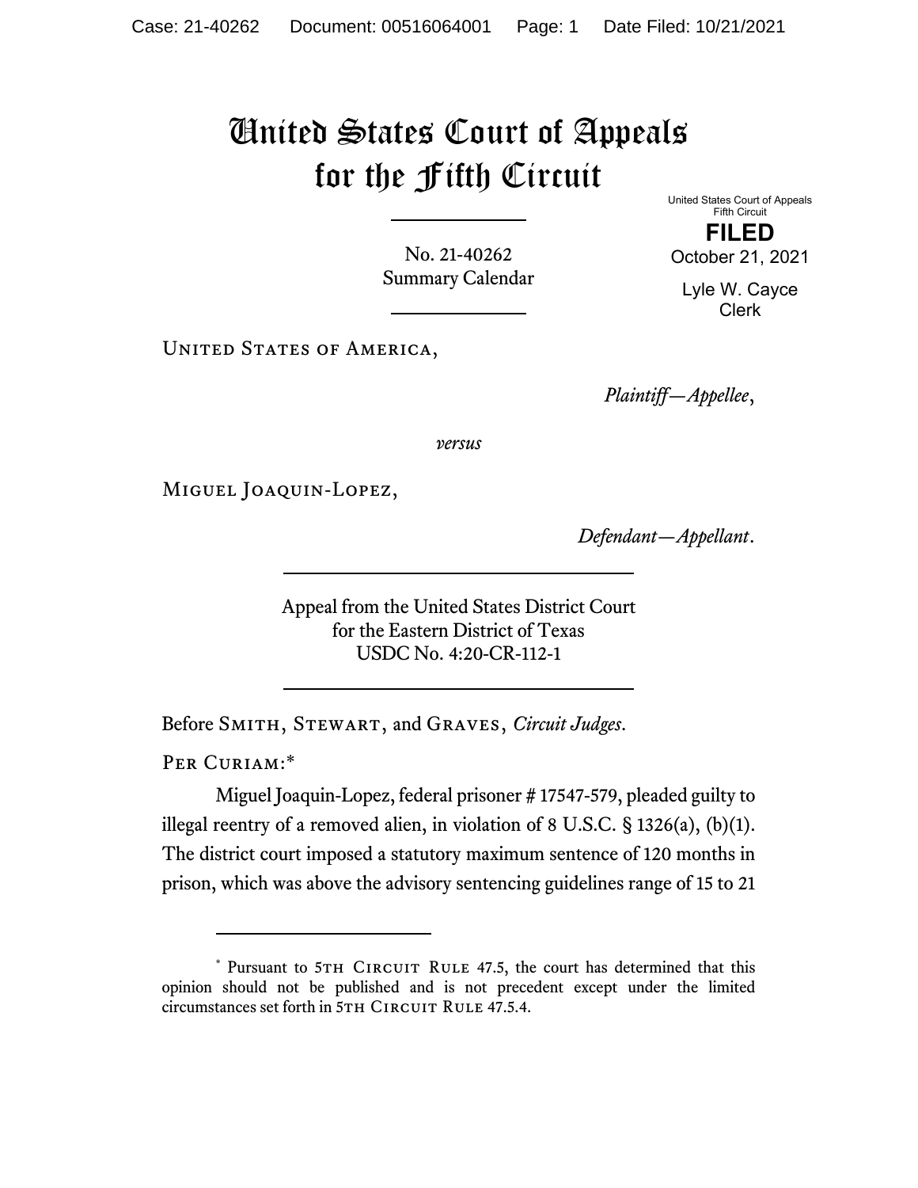# United States Court of Appeals for the Fifth Circuit

United States Court of Appeals
Fifth Circuit

**FILED**
October 21, 2021

Lyle W. Cayce
Clerk

No. 21-40262
Summary Calendar

United States of America,

*Plaintiff—Appellee*,

*versus*

Miguel Joaquin-Lopez,

*Defendant—Appellant*.

Appeal from the United States District Court
for the Eastern District of Texas
USDC No. 4:20-CR-112-1

Before Smith, Stewart, and Graves, *Circuit Judges*.

Per Curiam:*

Miguel Joaquin-Lopez, federal prisoner # 17547-579, pleaded guilty to illegal reentry of a removed alien, in violation of 8 U.S.C. § 1326(a), (b)(1). The district court imposed a statutory maximum sentence of 120 months in prison, which was above the advisory sentencing guidelines range of 15 to 21

---

* Pursuant to 5th Circuit Rule 47.5, the court has determined that this opinion should not be published and is not precedent except under the limited circumstances set forth in 5th Circuit Rule 47.5.4.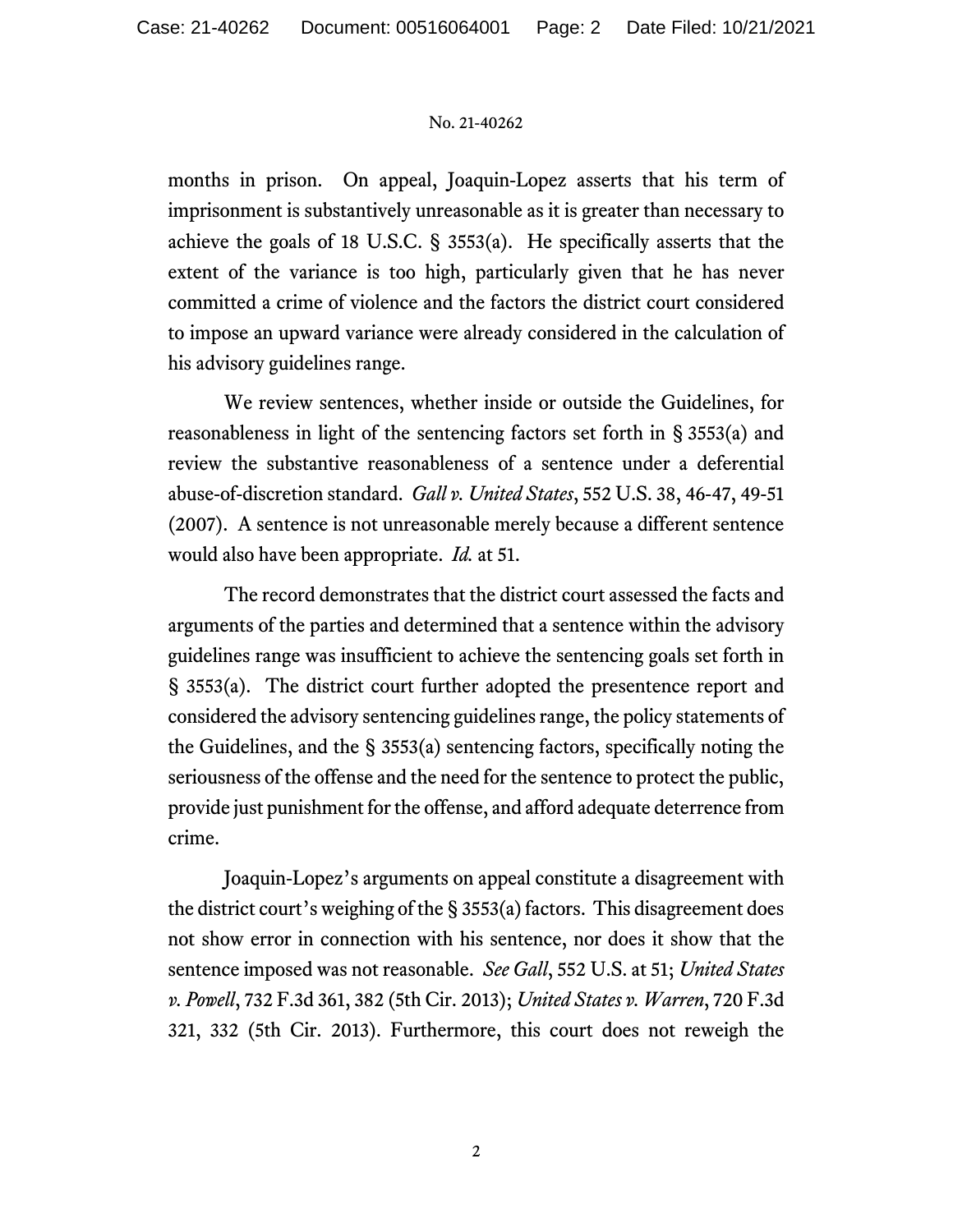months in prison. On appeal, Joaquin-Lopez asserts that his term of imprisonment is substantively unreasonable as it is greater than necessary to achieve the goals of 18 U.S.C. § 3553(a). He specifically asserts that the extent of the variance is too high, particularly given that he has never committed a crime of violence and the factors the district court considered to impose an upward variance were already considered in the calculation of his advisory guidelines range.

We review sentences, whether inside or outside the Guidelines, for reasonableness in light of the sentencing factors set forth in § 3553(a) and review the substantive reasonableness of a sentence under a deferential abuse-of-discretion standard. *Gall v. United States*, 552 U.S. 38, 46-47, 49-51 (2007). A sentence is not unreasonable merely because a different sentence would also have been appropriate. *Id.* at 51.

The record demonstrates that the district court assessed the facts and arguments of the parties and determined that a sentence within the advisory guidelines range was insufficient to achieve the sentencing goals set forth in § 3553(a). The district court further adopted the presentence report and considered the advisory sentencing guidelines range, the policy statements of the Guidelines, and the § 3553(a) sentencing factors, specifically noting the seriousness of the offense and the need for the sentence to protect the public, provide just punishment for the offense, and afford adequate deterrence from crime.

Joaquin-Lopez's arguments on appeal constitute a disagreement with the district court's weighing of the § 3553(a) factors. This disagreement does not show error in connection with his sentence, nor does it show that the sentence imposed was not reasonable. *See Gall*, 552 U.S. at 51; *United States v. Powell*, 732 F.3d 361, 382 (5th Cir. 2013); *United States v. Warren*, 720 F.3d 321, 332 (5th Cir. 2013). Furthermore, this court does not reweigh the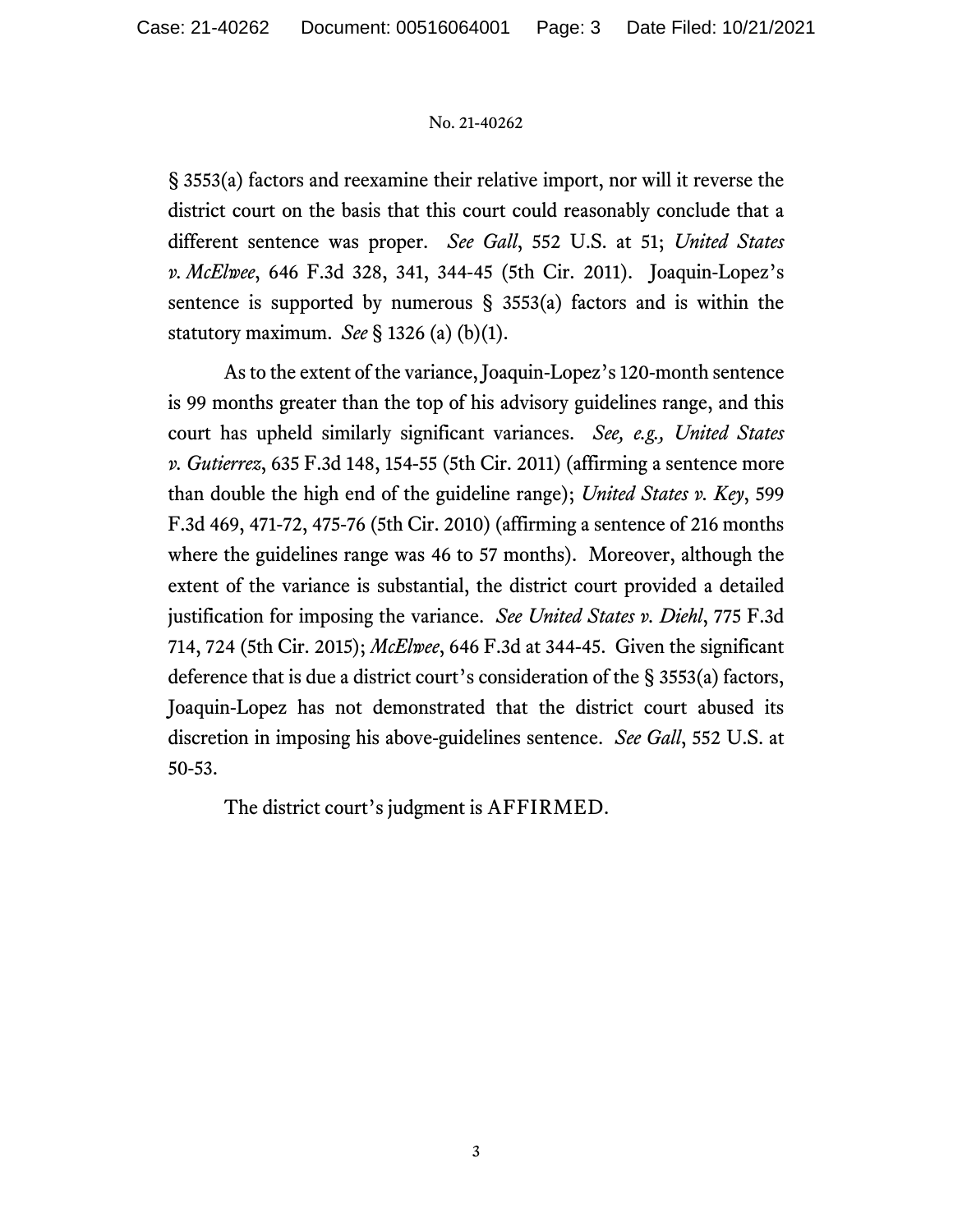§ 3553(a) factors and reexamine their relative import, nor will it reverse the district court on the basis that this court could reasonably conclude that a different sentence was proper. *See Gall*, 552 U.S. at 51; *United States v. McElwee*, 646 F.3d 328, 341, 344-45 (5th Cir. 2011). Joaquin-Lopez's sentence is supported by numerous § 3553(a) factors and is within the statutory maximum. *See* § 1326 (a) (b)(1).

As to the extent of the variance, Joaquin-Lopez's 120-month sentence is 99 months greater than the top of his advisory guidelines range, and this court has upheld similarly significant variances. *See, e.g., United States v. Gutierrez*, 635 F.3d 148, 154-55 (5th Cir. 2011) (affirming a sentence more than double the high end of the guideline range); *United States v. Key*, 599 F.3d 469, 471-72, 475-76 (5th Cir. 2010) (affirming a sentence of 216 months where the guidelines range was 46 to 57 months). Moreover, although the extent of the variance is substantial, the district court provided a detailed justification for imposing the variance. *See United States v. Diehl*, 775 F.3d 714, 724 (5th Cir. 2015); *McElwee*, 646 F.3d at 344-45. Given the significant deference that is due a district court's consideration of the § 3553(a) factors, Joaquin-Lopez has not demonstrated that the district court abused its discretion in imposing his above-guidelines sentence. *See Gall*, 552 U.S. at 50-53.

The district court's judgment is AFFIRMED.